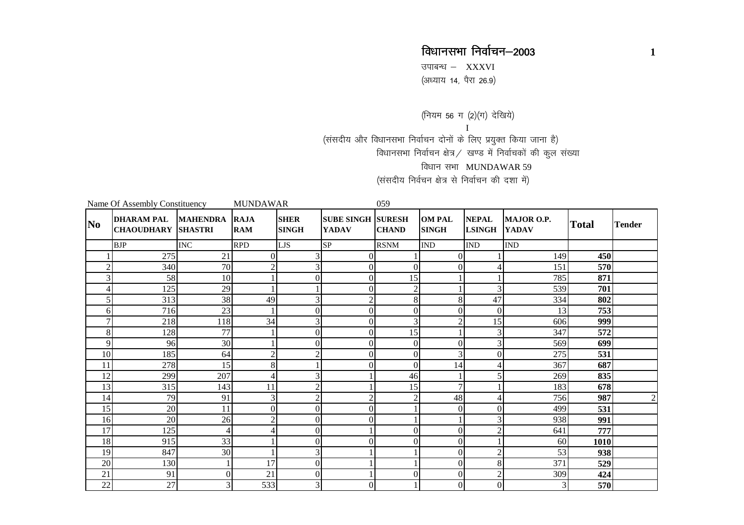# विधानसभा निर्वाचन–2003

उपाबन्ध – XXXVI

(अध्याय 14, पैरा 26.9)

(नियम 56 ग (2)(ग) देखिये)

I

(संसदीय और विधानसभा निर्वाचन दोनों के लिए प्रयुक्त किया जाना है)

विधानसभा निर्वाचन क्षेत्र / खण्ड में निर्वाचकों की कुल संख्या

विधान सभा MUNDAWAR 59

(संसदीय निर्वचन क्षेत्र से निर्वाचन की दशा में)

Name Of Assembly Constituency MUNDAWAR 059

| No | DHARAM PAL CHAOUDHARY | MAHENDRA SHASTRI | RAJA RAM | SHER SINGH | SUBE SINGH YADAV | SURESH CHAND | OM PAL SINGH | NEPAL LSINGH | MAJOR O.P. YADAV | Total | Tender |
|---|---|---|---|---|---|---|---|---|---|---|---|
| | BJP | INC | RPD | LJS | SP | RSNM | IND | IND | IND | | |
| 1 | 275 | 21 | 0 | 3 | 0 | 1 | 0 | 1 | 149 | **450** | |
| 2 | 340 | 70 | 2 | 3 | 0 | 0 | 0 | 4 | 151 | **570** | |
| 3 | 58 | 10 | 1 | 0 | 0 | 15 | 1 | 1 | 785 | **871** | |
| 4 | 125 | 29 | 1 | 1 | 0 | 2 | 1 | 3 | 539 | **701** | |
| 5 | 313 | 38 | 49 | 3 | 2 | 8 | 8 | 47 | 334 | **802** | |
| 6 | 716 | 23 | 1 | 0 | 0 | 0 | 0 | 0 | 13 | **753** | |
| 7 | 218 | 118 | 34 | 3 | 0 | 3 | 2 | 15 | 606 | **999** | |
| 8 | 128 | 77 | 1 | 0 | 0 | 15 | 1 | 3 | 347 | **572** | |
| 9 | 96 | 30 | 1 | 0 | 0 | 0 | 0 | 3 | 569 | **699** | |
| 10 | 185 | 64 | 2 | 2 | 0 | 0 | 3 | 0 | 275 | **531** | |
| 11 | 278 | 15 | 8 | 1 | 0 | 0 | 14 | 4 | 367 | **687** | |
| 12 | 299 | 207 | 4 | 3 | 1 | 46 | 1 | 5 | 269 | **835** | |
| 13 | 315 | 143 | 11 | 2 | 1 | 15 | 7 | 1 | 183 | **678** | |
| 14 | 79 | 91 | 3 | 2 | 2 | 2 | 48 | 4 | 756 | **987** | 2 |
| 15 | 20 | 11 | 0 | 0 | 0 | 1 | 0 | 0 | 499 | **531** | |
| 16 | 20 | 26 | 2 | 0 | 0 | 1 | 1 | 3 | 938 | **991** | |
| 17 | 125 | 4 | 4 | 0 | 1 | 0 | 0 | 2 | 641 | **777** | |
| 18 | 915 | 33 | 1 | 0 | 0 | 0 | 0 | 1 | 60 | **1010** | |
| 19 | 847 | 30 | 1 | 3 | 1 | 1 | 0 | 2 | 53 | **938** | |
| 20 | 130 | 1 | 17 | 0 | 1 | 1 | 0 | 8 | 371 | **529** | |
| 21 | 91 | 0 | 21 | 0 | 1 | 0 | 0 | 2 | 309 | **424** | |
| 22 | 27 | 3 | 533 | 3 | 0 | 1 | 0 | 0 | 3 | **570** | |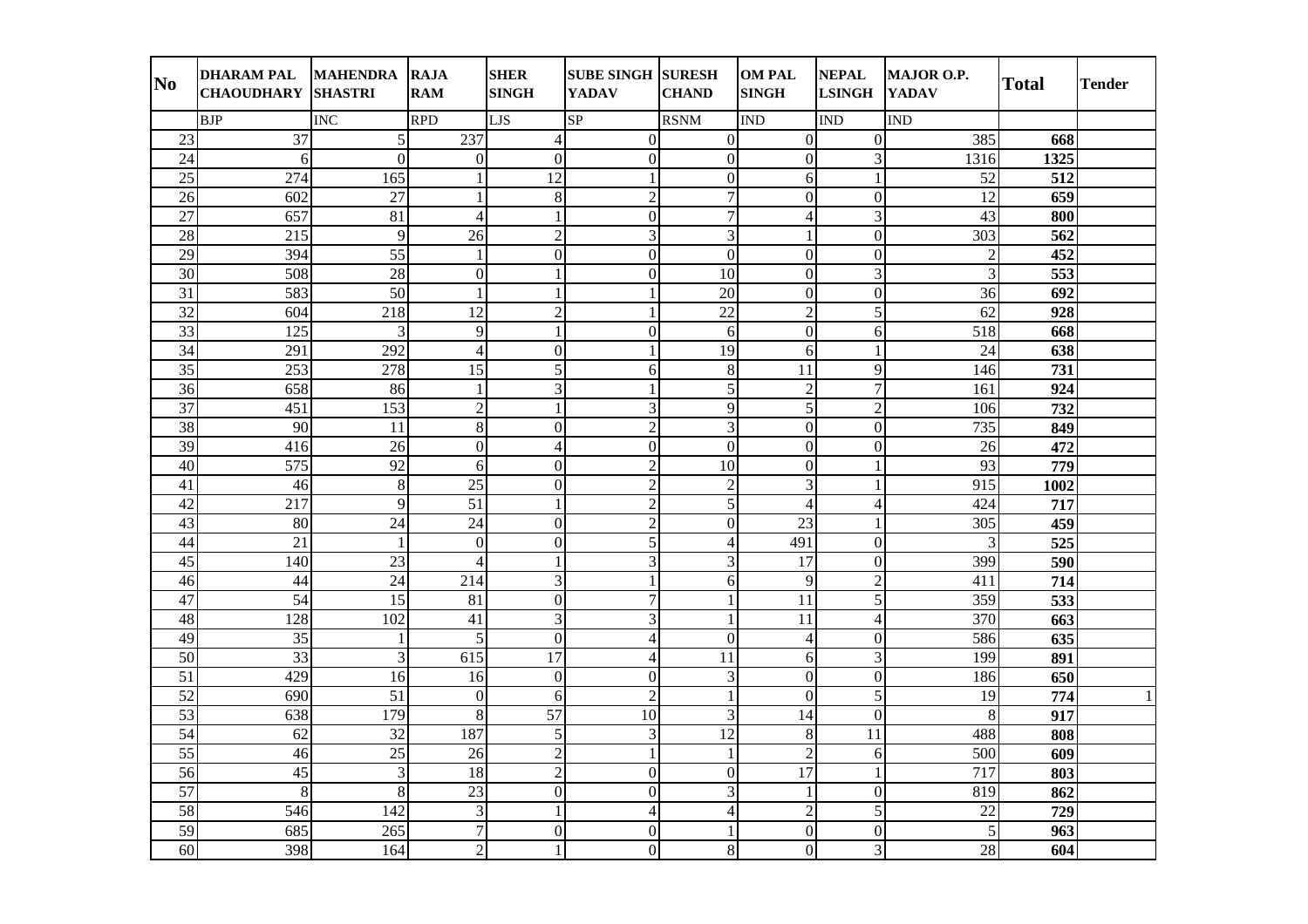| No | DHARAM PAL CHAOUDHARY | MAHENDRA SHASTRI | RAJA RAM | SHER SINGH | SUBE SINGH YADAV | SURESH CHAND | OM PAL SINGH | NEPAL LSINGH | MAJOR O.P. YADAV | Total | Tender |
|---|---|---|---|---|---|---|---|---|---|---|---|
| | BJP | INC | RPD | LJS | SP | RSNM | IND | IND | IND | | |
| 23 | 37 | 5 | 237 | 4 | 0 | 0 | 0 | 0 | 385 | **668** | |
| 24 | 6 | 0 | 0 | 0 | 0 | 0 | 0 | 3 | 1316 | **1325** | |
| 25 | 274 | 165 | 1 | 12 | 1 | 0 | 6 | 1 | 52 | **512** | |
| 26 | 602 | 27 | 1 | 8 | 2 | 7 | 0 | 0 | 12 | **659** | |
| 27 | 657 | 81 | 4 | 1 | 0 | 7 | 4 | 3 | 43 | **800** | |
| 28 | 215 | 9 | 26 | 2 | 3 | 3 | 1 | 0 | 303 | **562** | |
| 29 | 394 | 55 | 1 | 0 | 0 | 0 | 0 | 0 | 2 | **452** | |
| 30 | 508 | 28 | 0 | 1 | 0 | 10 | 0 | 3 | 3 | **553** | |
| 31 | 583 | 50 | 1 | 1 | 1 | 20 | 0 | 0 | 36 | **692** | |
| 32 | 604 | 218 | 12 | 2 | 1 | 22 | 2 | 5 | 62 | **928** | |
| 33 | 125 | 3 | 9 | 1 | 0 | 6 | 0 | 6 | 518 | **668** | |
| 34 | 291 | 292 | 4 | 0 | 1 | 19 | 6 | 1 | 24 | **638** | |
| 35 | 253 | 278 | 15 | 5 | 6 | 8 | 11 | 9 | 146 | **731** | |
| 36 | 658 | 86 | 1 | 3 | 1 | 5 | 2 | 7 | 161 | **924** | |
| 37 | 451 | 153 | 2 | 1 | 3 | 9 | 5 | 2 | 106 | **732** | |
| 38 | 90 | 11 | 8 | 0 | 2 | 3 | 0 | 0 | 735 | **849** | |
| 39 | 416 | 26 | 0 | 4 | 0 | 0 | 0 | 0 | 26 | **472** | |
| 40 | 575 | 92 | 6 | 0 | 2 | 10 | 0 | 1 | 93 | **779** | |
| 41 | 46 | 8 | 25 | 0 | 2 | 2 | 3 | 1 | 915 | **1002** | |
| 42 | 217 | 9 | 51 | 1 | 2 | 5 | 4 | 4 | 424 | **717** | |
| 43 | 80 | 24 | 24 | 0 | 2 | 0 | 23 | 1 | 305 | **459** | |
| 44 | 21 | 1 | 0 | 0 | 5 | 4 | 491 | 0 | 3 | **525** | |
| 45 | 140 | 23 | 4 | 1 | 3 | 3 | 17 | 0 | 399 | **590** | |
| 46 | 44 | 24 | 214 | 3 | 1 | 6 | 9 | 2 | 411 | **714** | |
| 47 | 54 | 15 | 81 | 0 | 7 | 1 | 11 | 5 | 359 | **533** | |
| 48 | 128 | 102 | 41 | 3 | 3 | 1 | 11 | 4 | 370 | **663** | |
| 49 | 35 | 1 | 5 | 0 | 4 | 0 | 4 | 0 | 586 | **635** | |
| 50 | 33 | 3 | 615 | 17 | 4 | 11 | 6 | 3 | 199 | **891** | |
| 51 | 429 | 16 | 16 | 0 | 0 | 3 | 0 | 0 | 186 | **650** | |
| 52 | 690 | 51 | 0 | 6 | 2 | 1 | 0 | 5 | 19 | **774** | 1 |
| 53 | 638 | 179 | 8 | 57 | 10 | 3 | 14 | 0 | 8 | **917** | |
| 54 | 62 | 32 | 187 | 5 | 3 | 12 | 8 | 11 | 488 | **808** | |
| 55 | 46 | 25 | 26 | 2 | 1 | 1 | 2 | 6 | 500 | **609** | |
| 56 | 45 | 3 | 18 | 2 | 0 | 0 | 17 | 1 | 717 | **803** | |
| 57 | 8 | 8 | 23 | 0 | 0 | 3 | 1 | 0 | 819 | **862** | |
| 58 | 546 | 142 | 3 | 1 | 4 | 4 | 2 | 5 | 22 | **729** | |
| 59 | 685 | 265 | 7 | 0 | 0 | 1 | 0 | 0 | 5 | **963** | |
| 60 | 398 | 164 | 2 | 1 | 0 | 8 | 0 | 3 | 28 | **604** | |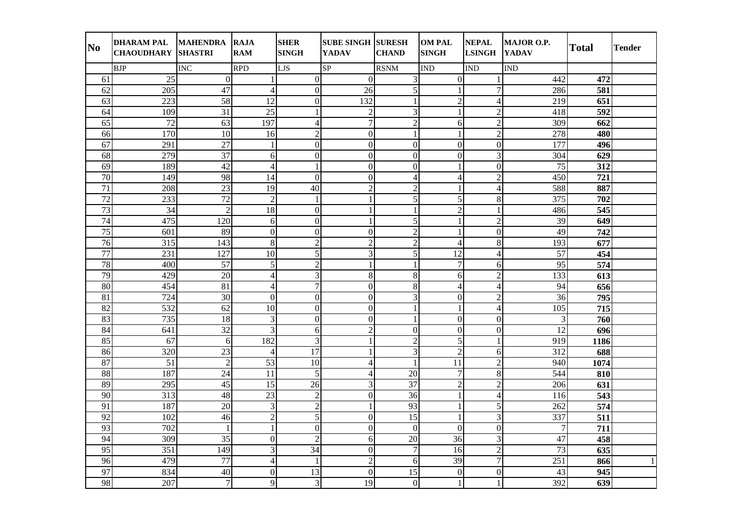| No | DHARAM PAL CHAOUDHARY | MAHENDRA SHASTRI | RAJA RAM | SHER SINGH | SUBE SINGH YADAV | SURESH CHAND | OM PAL SINGH | NEPAL LSINGH | MAJOR O.P. YADAV | Total | Tender |
|---|---|---|---|---|---|---|---|---|---|---|---|
| | BJP | INC | RPD | LJS | SP | RSNM | IND | IND | IND | | |
| 61 | 25 | 0 | 1 | 0 | 0 | 3 | 0 | 1 | 442 | **472** | |
| 62 | 205 | 47 | 4 | 0 | 26 | 5 | 1 | 7 | 286 | **581** | |
| 63 | 223 | 58 | 12 | 0 | 132 | 1 | 2 | 4 | 219 | **651** | |
| 64 | 109 | 31 | 25 | 1 | 2 | 3 | 1 | 2 | 418 | **592** | |
| 65 | 72 | 63 | 197 | 4 | 7 | 2 | 6 | 2 | 309 | **662** | |
| 66 | 170 | 10 | 16 | 2 | 0 | 1 | 1 | 2 | 278 | **480** | |
| 67 | 291 | 27 | 1 | 0 | 0 | 0 | 0 | 0 | 177 | **496** | |
| 68 | 279 | 37 | 6 | 0 | 0 | 0 | 0 | 3 | 304 | **629** | |
| 69 | 189 | 42 | 4 | 1 | 0 | 0 | 1 | 0 | 75 | **312** | |
| 70 | 149 | 98 | 14 | 0 | 0 | 4 | 4 | 2 | 450 | **721** | |
| 71 | 208 | 23 | 19 | 40 | 2 | 2 | 1 | 4 | 588 | **887** | |
| 72 | 233 | 72 | 2 | 1 | 1 | 5 | 5 | 8 | 375 | **702** | |
| 73 | 34 | 2 | 18 | 0 | 1 | 1 | 2 | 1 | 486 | **545** | |
| 74 | 475 | 120 | 6 | 0 | 1 | 5 | 1 | 2 | 39 | **649** | |
| 75 | 601 | 89 | 0 | 0 | 0 | 2 | 1 | 0 | 49 | **742** | |
| 76 | 315 | 143 | 8 | 2 | 2 | 2 | 4 | 8 | 193 | **677** | |
| 77 | 231 | 127 | 10 | 5 | 3 | 5 | 12 | 4 | 57 | **454** | |
| 78 | 400 | 57 | 5 | 2 | 1 | 1 | 7 | 6 | 95 | **574** | |
| 79 | 429 | 20 | 4 | 3 | 8 | 8 | 6 | 2 | 133 | **613** | |
| 80 | 454 | 81 | 4 | 7 | 0 | 8 | 4 | 4 | 94 | **656** | |
| 81 | 724 | 30 | 0 | 0 | 0 | 3 | 0 | 2 | 36 | **795** | |
| 82 | 532 | 62 | 10 | 0 | 0 | 1 | 1 | 4 | 105 | **715** | |
| 83 | 735 | 18 | 3 | 0 | 0 | 1 | 0 | 0 | 3 | **760** | |
| 84 | 641 | 32 | 3 | 6 | 2 | 0 | 0 | 0 | 12 | **696** | |
| 85 | 67 | 6 | 182 | 3 | 1 | 2 | 5 | 1 | 919 | **1186** | |
| 86 | 320 | 23 | 4 | 17 | 1 | 3 | 2 | 6 | 312 | **688** | |
| 87 | 51 | 2 | 53 | 10 | 4 | 1 | 11 | 2 | 940 | **1074** | |
| 88 | 187 | 24 | 11 | 5 | 4 | 20 | 7 | 8 | 544 | **810** | |
| 89 | 295 | 45 | 15 | 26 | 3 | 37 | 2 | 2 | 206 | **631** | |
| 90 | 313 | 48 | 23 | 2 | 0 | 36 | 1 | 4 | 116 | **543** | |
| 91 | 187 | 20 | 3 | 2 | 1 | 93 | 1 | 5 | 262 | **574** | |
| 92 | 102 | 46 | 2 | 5 | 0 | 15 | 1 | 3 | 337 | **511** | |
| 93 | 702 | 1 | 1 | 0 | 0 | 0 | 0 | 0 | 7 | **711** | |
| 94 | 309 | 35 | 0 | 2 | 6 | 20 | 36 | 3 | 47 | **458** | |
| 95 | 351 | 149 | 3 | 34 | 0 | 7 | 16 | 2 | 73 | **635** | |
| 96 | 479 | 77 | 4 | 1 | 2 | 6 | 39 | 7 | 251 | **866** | 1 |
| 97 | 834 | 40 | 0 | 13 | 0 | 15 | 0 | 0 | 43 | **945** | |
| 98 | 207 | 7 | 9 | 3 | 19 | 0 | 1 | 1 | 392 | **639** | |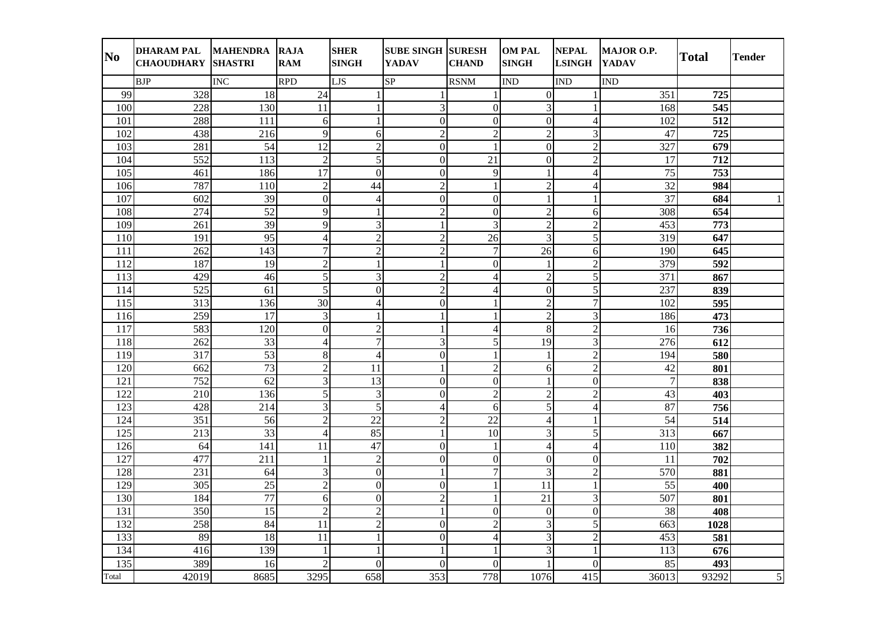| No | DHARAM PAL CHAOUDHARY | MAHENDRA SHASTRI | RAJA RAM | SHER SINGH | SUBE SINGH YADAV | SURESH CHAND | OM PAL SINGH | NEPAL LSINGH | MAJOR O.P. YADAV | Total | Tender |
|---|---|---|---|---|---|---|---|---|---|---|---|
| | BJP | INC | RPD | LJS | SP | RSNM | IND | IND | IND | | |
| 99 | 328 | 18 | 24 | 1 | 1 | 1 | 0 | 1 | 351 | **725** | |
| 100 | 228 | 130 | 11 | 1 | 3 | 0 | 3 | 1 | 168 | **545** | |
| 101 | 288 | 111 | 6 | 1 | 0 | 0 | 0 | 4 | 102 | **512** | |
| 102 | 438 | 216 | 9 | 6 | 2 | 2 | 2 | 3 | 47 | **725** | |
| 103 | 281 | 54 | 12 | 2 | 0 | 1 | 0 | 2 | 327 | **679** | |
| 104 | 552 | 113 | 2 | 5 | 0 | 21 | 0 | 2 | 17 | **712** | |
| 105 | 461 | 186 | 17 | 0 | 0 | 9 | 1 | 4 | 75 | **753** | |
| 106 | 787 | 110 | 2 | 44 | 2 | 1 | 2 | 4 | 32 | **984** | |
| 107 | 602 | 39 | 0 | 4 | 0 | 0 | 1 | 1 | 37 | **684** | 1 |
| 108 | 274 | 52 | 9 | 1 | 2 | 0 | 2 | 6 | 308 | **654** | |
| 109 | 261 | 39 | 9 | 3 | 1 | 3 | 2 | 2 | 453 | **773** | |
| 110 | 191 | 95 | 4 | 2 | 2 | 26 | 3 | 5 | 319 | **647** | |
| 111 | 262 | 143 | 7 | 2 | 2 | 7 | 26 | 6 | 190 | **645** | |
| 112 | 187 | 19 | 2 | 1 | 1 | 0 | 1 | 2 | 379 | **592** | |
| 113 | 429 | 46 | 5 | 3 | 2 | 4 | 2 | 5 | 371 | **867** | |
| 114 | 525 | 61 | 5 | 0 | 2 | 4 | 0 | 5 | 237 | **839** | |
| 115 | 313 | 136 | 30 | 4 | 0 | 1 | 2 | 7 | 102 | **595** | |
| 116 | 259 | 17 | 3 | 1 | 1 | 1 | 2 | 3 | 186 | **473** | |
| 117 | 583 | 120 | 0 | 2 | 1 | 4 | 8 | 2 | 16 | **736** | |
| 118 | 262 | 33 | 4 | 7 | 3 | 5 | 19 | 3 | 276 | **612** | |
| 119 | 317 | 53 | 8 | 4 | 0 | 1 | 1 | 2 | 194 | **580** | |
| 120 | 662 | 73 | 2 | 11 | 1 | 2 | 6 | 2 | 42 | **801** | |
| 121 | 752 | 62 | 3 | 13 | 0 | 0 | 1 | 0 | 7 | **838** | |
| 122 | 210 | 136 | 5 | 3 | 0 | 2 | 2 | 2 | 43 | **403** | |
| 123 | 428 | 214 | 3 | 5 | 4 | 6 | 5 | 4 | 87 | **756** | |
| 124 | 351 | 56 | 2 | 22 | 2 | 22 | 4 | 1 | 54 | **514** | |
| 125 | 213 | 33 | 4 | 85 | 1 | 10 | 3 | 5 | 313 | **667** | |
| 126 | 64 | 141 | 11 | 47 | 0 | 1 | 4 | 4 | 110 | **382** | |
| 127 | 477 | 211 | 1 | 2 | 0 | 0 | 0 | 0 | 11 | **702** | |
| 128 | 231 | 64 | 3 | 0 | 1 | 7 | 3 | 2 | 570 | **881** | |
| 129 | 305 | 25 | 2 | 0 | 0 | 1 | 11 | 1 | 55 | **400** | |
| 130 | 184 | 77 | 6 | 0 | 2 | 1 | 21 | 3 | 507 | **801** | |
| 131 | 350 | 15 | 2 | 2 | 1 | 0 | 0 | 0 | 38 | **408** | |
| 132 | 258 | 84 | 11 | 2 | 0 | 2 | 3 | 5 | 663 | **1028** | |
| 133 | 89 | 18 | 11 | 1 | 0 | 4 | 3 | 2 | 453 | **581** | |
| 134 | 416 | 139 | 1 | 1 | 1 | 1 | 3 | 1 | 113 | **676** | |
| 135 | 389 | 16 | 2 | 0 | 0 | 0 | 1 | 0 | 85 | **493** | |
| Total | 42019 | 8685 | 3295 | 658 | 353 | 778 | 1076 | 415 | 36013 | 93292 | 5 |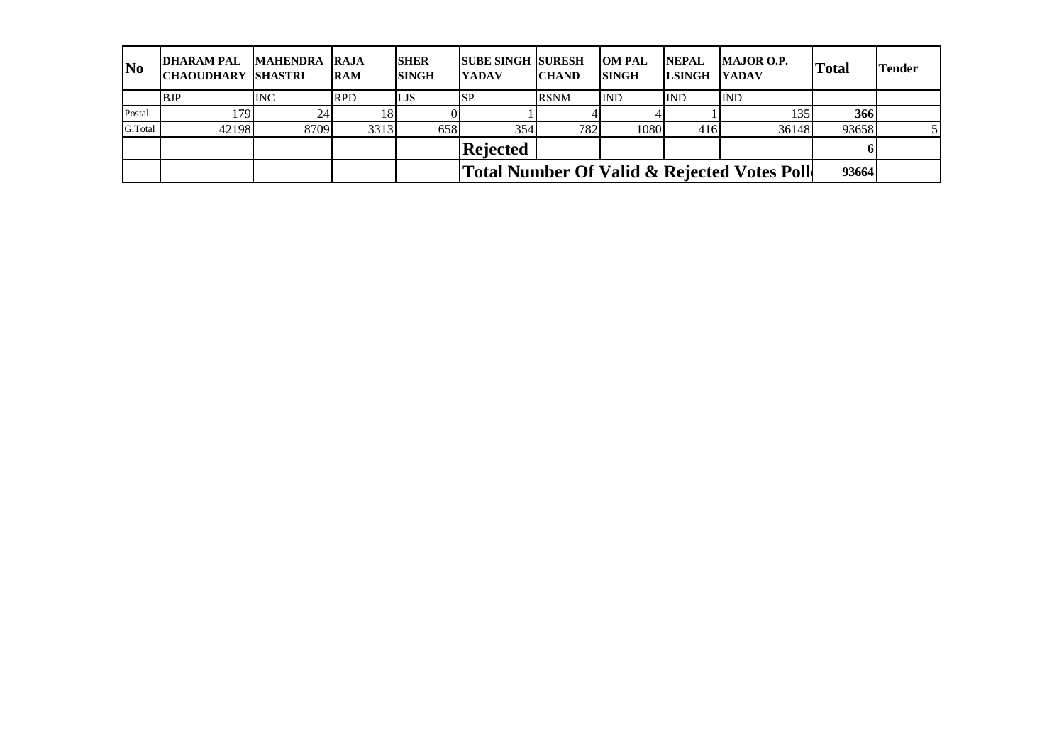| No | DHARAM PAL CHAOUDHARY | MAHENDRA SHASTRI | RAJA RAM | SHER SINGH | SUBE SINGH YADAV | SURESH CHAND | OM PAL SINGH | NEPAL LSINGH | MAJOR O.P. YADAV | Total | Tender |
|---|---|---|---|---|---|---|---|---|---|---|---|
| | BJP | INC | RPD | LJS | SP | RSNM | IND | IND | IND | | |
| Postal | 179 | 24 | 18 | 0 | 1 | 4 | 4 | 1 | 135 | **366** | |
| G.Total | 42198 | 8709 | 3313 | 658 | 354 | 782 | 1080 | 416 | 36148 | 93658 | 5 |
| | | | | | **Rejected** | | | | | **6** | |
| | | | | | **Total Number Of Valid & Rejected Votes Poll** | | | | | **93664** | |